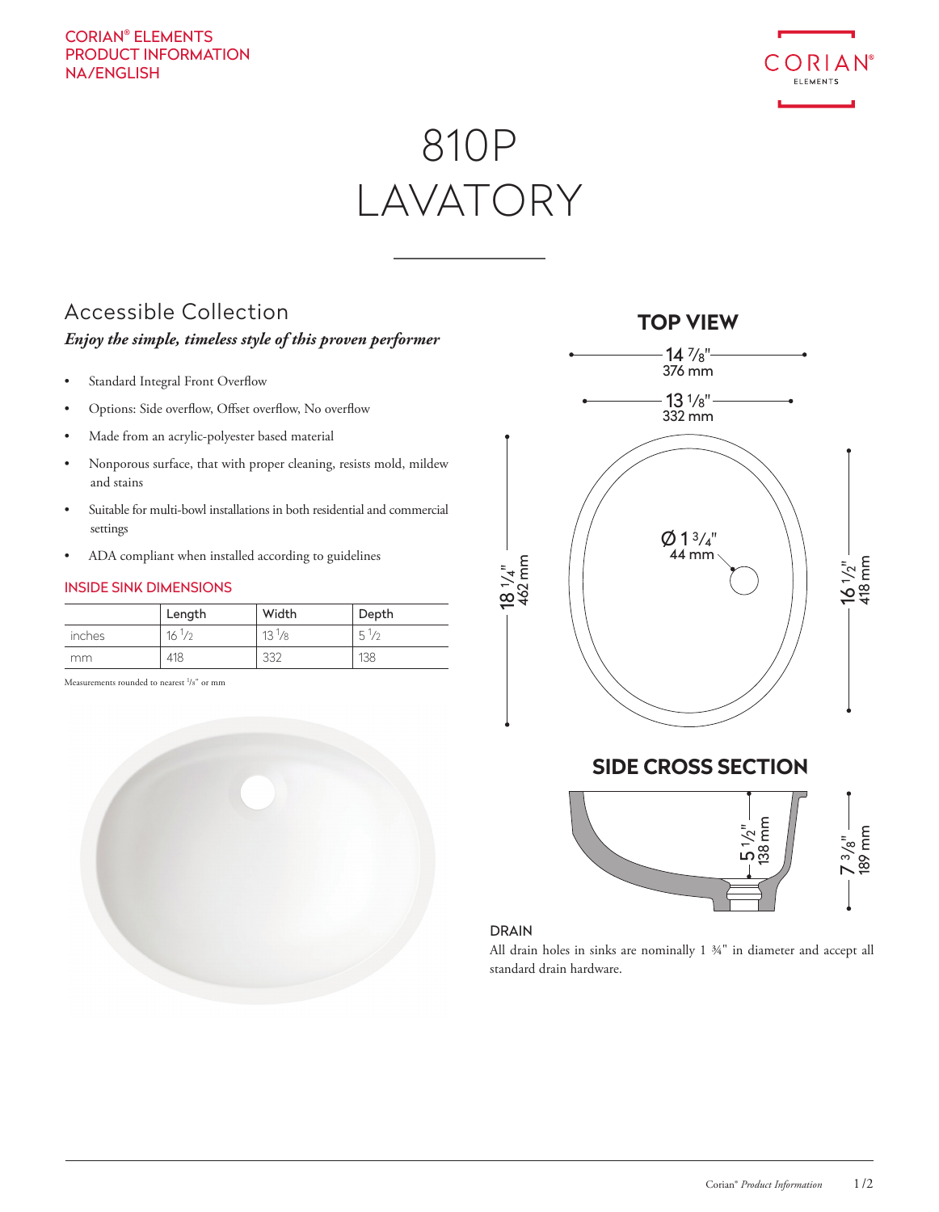CORIAN® ELEMENTS
PRODUCT INFORMATION
NA/ENGLISH

# 810P LAVATORY

## Accessible Collection

***Enjoy the simple, timeless style of this proven performer***

- Standard Integral Front Overflow
- Options: Side overflow, Offset overflow, No overflow
- Made from an acrylic-polyester based material
- Nonporous surface, that with proper cleaning, resists mold, mildew and stains
- Suitable for multi-bowl installations in both residential and commercial settings
- ADA compliant when installed according to guidelines

### INSIDE SINK DIMENSIONS

| | Length | Width | Depth |
|---|---|---|---|
| inches | 16 1/2 | 13 1/8 | 5 1/2 |
| mm | 418 | 332 | 138 |

Measurements rounded to nearest 1/8" or mm

### TOP VIEW

14 7/8" 376 mm

13 1/8" 332 mm

Ø 1 3/4" 44 mm

18 1/4" 462 mm

16 1/2" 418 mm

### SIDE CROSS SECTION

5 1/2" 138 mm

7 3/8" 189 mm

### DRAIN

All drain holes in sinks are nominally 1 ¾" in diameter and accept all standard drain hardware.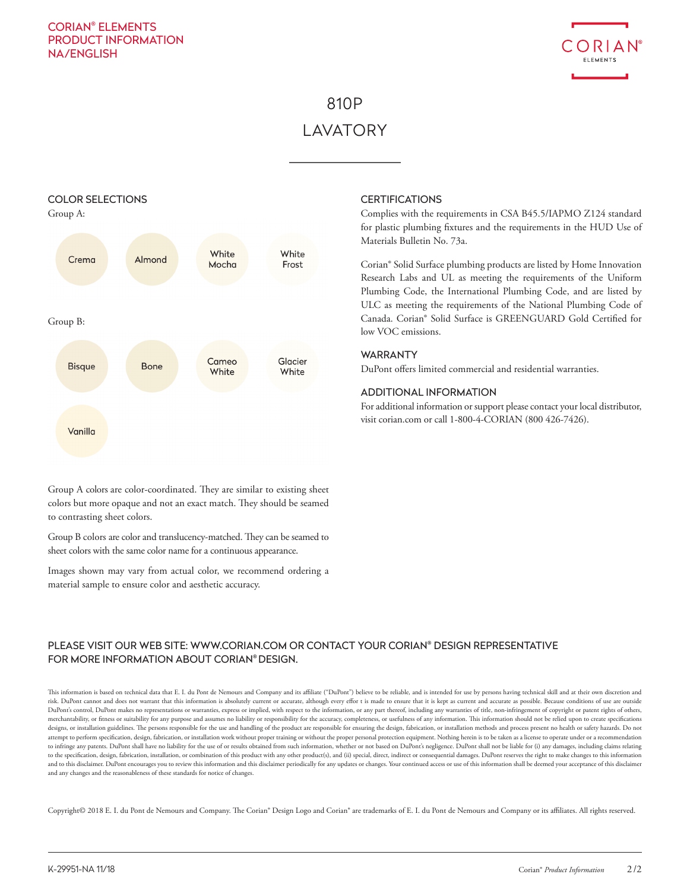CORIAN® ELEMENTS
PRODUCT INFORMATION
NA/ENGLISH

# 810P
# LAVATORY

## COLOR SELECTIONS

Group A:

Crema

Almond

White Mocha

White Frost

Group B:

Bisque

Bone

Cameo White

Glacier White

Vanilla

Group A colors are color-coordinated. They are similar to existing sheet colors but more opaque and not an exact match. They should be seamed to contrasting sheet colors.

Group B colors are color and translucency-matched. They can be seamed to sheet colors with the same color name for a continuous appearance.

Images shown may vary from actual color, we recommend ordering a material sample to ensure color and aesthetic accuracy.

## CERTIFICATIONS

Complies with the requirements in CSA B45.5/IAPMO Z124 standard for plastic plumbing fixtures and the requirements in the HUD Use of Materials Bulletin No. 73a.

Corian® Solid Surface plumbing products are listed by Home Innovation Research Labs and UL as meeting the requirements of the Uniform Plumbing Code, the International Plumbing Code, and are listed by ULC as meeting the requirements of the National Plumbing Code of Canada. Corian® Solid Surface is GREENGUARD Gold Certified for low VOC emissions.

## WARRANTY

DuPont offers limited commercial and residential warranties.

## ADDITIONAL INFORMATION

For additional information or support please contact your local distributor, visit corian.com or call 1-800-4-CORIAN (800 426-7426).

### PLEASE VISIT OUR WEB SITE: WWW.CORIAN.COM OR CONTACT YOUR CORIAN® DESIGN REPRESENTATIVE FOR MORE INFORMATION ABOUT CORIAN® DESIGN.

This information is based on technical data that E. I. du Pont de Nemours and Company and its affiliate ("DuPont") believe to be reliable, and is intended for use by persons having technical skill and at their own discretion and risk. DuPont cannot and does not warrant that this information is absolutely current or accurate, although every effor t is made to ensure that it is kept as current and accurate as possible. Because conditions of use are outside DuPont's control, DuPont makes no representations or warranties, express or implied, with respect to the information, or any part thereof, including any warranties of title, non-infringement of copyright or patent rights of others, merchantability, or fitness or suitability for any purpose and assumes no liability or responsibility for the accuracy, completeness, or usefulness of any information. This information should not be relied upon to create specifications designs, or installation guidelines. The persons responsible for the use and handling of the product are responsible for ensuring the design, fabrication, or installation methods and process present no health or safety hazards. Do not attempt to perform specification, design, fabrication, or installation work without proper training or without the proper personal protection equipment. Nothing herein is to be taken as a license to operate under or a recommendation to infringe any patents. DuPont shall have no liability for the use of or results obtained from such information, whether or not based on DuPont's negligence. DuPont shall not be liable for (i) any damages, including claims relating to the specification, design, fabrication, installation, or combination of this product with any other product(s), and (ii) special, direct, indirect or consequential damages. DuPont reserves the right to make changes to this information and to this disclaimer. DuPont encourages you to review this information and this disclaimer periodically for any updates or changes. Your continued access or use of this information shall be deemed your acceptance of this disclaimer and any changes and the reasonableness of these standards for notice of changes.

Copyright© 2018 E. I. du Pont de Nemours and Company. The Corian® Design Logo and Corian® are trademarks of E. I. du Pont de Nemours and Company or its affiliates. All rights reserved.

K-29951-NA 11/18